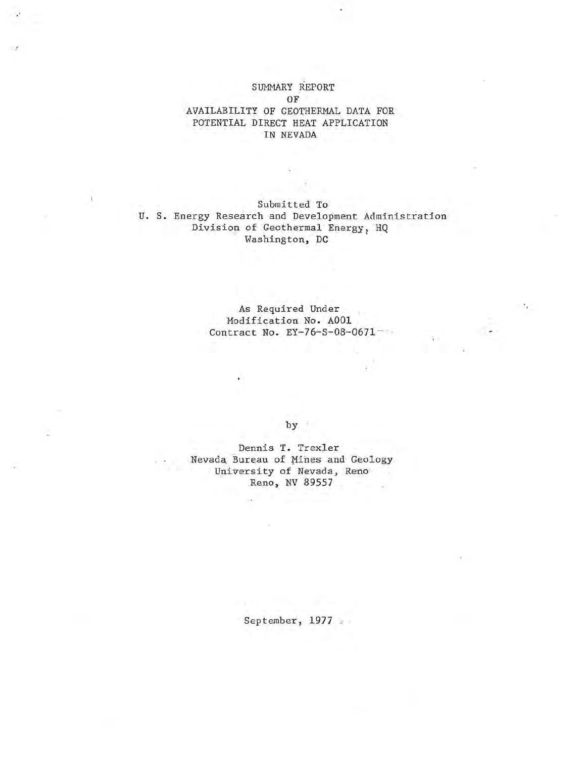# SUMMARY REPORT
# OF
# AVAILABILITY OF GEOTHERMAL DATA FOR POTENTIAL DIRECT HEAT APPLICATION IN NEVADA

Submitted To
U. S. Energy Research and Development Administration
Division of Geothermal Energy, HQ
Washington, DC

As Required Under
Modification No. A001
Contract No. EY-76-S-08-0671

by

Dennis T. Trexler
Nevada Bureau of Mines and Geology
University of Nevada, Reno
Reno, NV 89557

September, 1977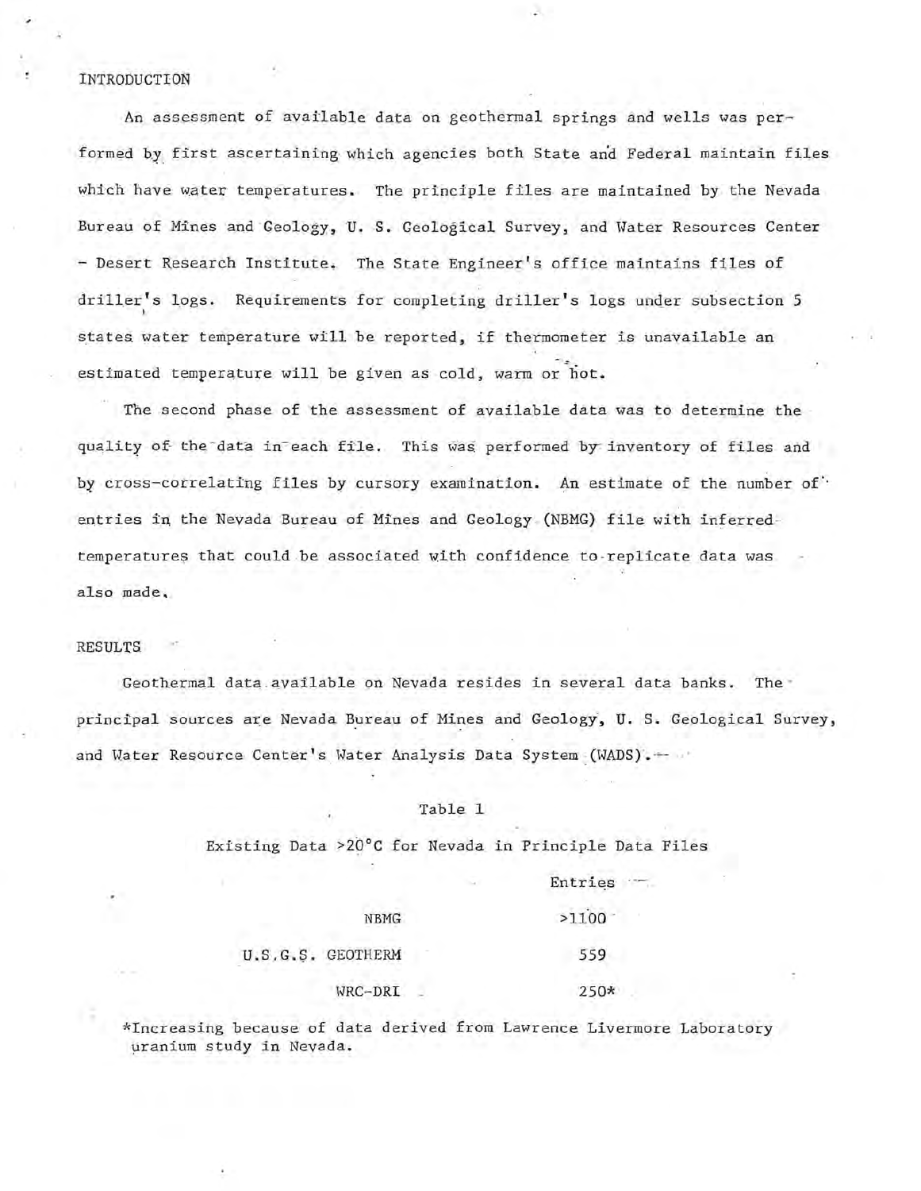## INTRODUCTION

An assessment of available data on geothermal springs and wells was performed by first ascertaining which agencies both State and Federal maintain files which have water temperatures. The principle files are maintained by the Nevada Bureau of Mines and Geology, U. S. Geological Survey, and Water Resources Center - Desert Research Institute. The State Engineer's office maintains files of driller's logs. Requirements for completing driller's logs under subsection 5 states water temperature will be reported, if thermometer is unavailable an estimated temperature will be given as cold, warm or hot.

The second phase of the assessment of available data was to determine the quality of the data in each file. This was performed by inventory of files and by cross-correlating files by cursory examination. An estimate of the number of entries in the Nevada Bureau of Mines and Geology (NBMG) file with inferred temperatures that could be associated with confidence to replicate data was also made.

## RESULTS

Geothermal data available on Nevada resides in several data banks. The principal sources are Nevada Bureau of Mines and Geology, U. S. Geological Survey, and Water Resource Center's Water Analysis Data System (WADS).

Table 1

Existing Data >20°C for Nevada in Principle Data Files

| | Entries |
|---|---|
| NBMG | >1100 |
| U.S.G.S. GEOTHERM | 559 |
| WRC-DRI | 250* |

*Increasing because of data derived from Lawrence Livermore Laboratory uranium study in Nevada.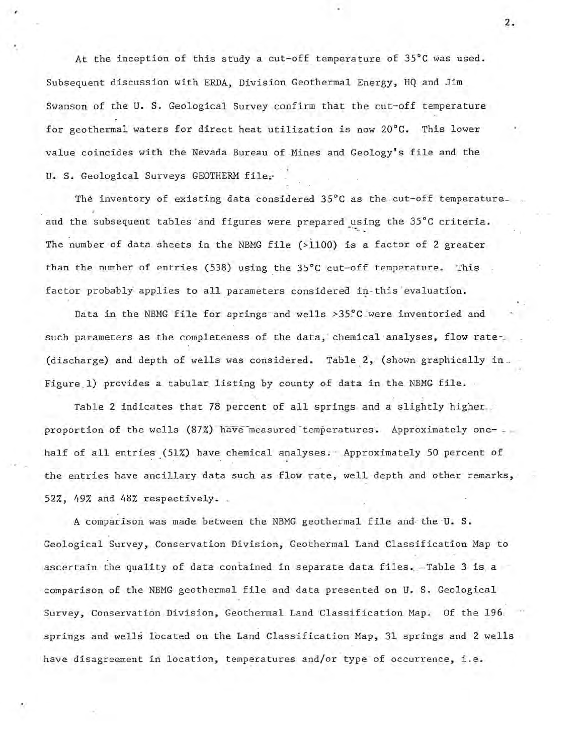At the inception of this study a cut-off temperature of 35°C was used. Subsequent discussion with ERDA, Division Geothermal Energy, HQ and Jim Swanson of the U. S. Geological Survey confirm that the cut-off temperature for geothermal waters for direct heat utilization is now 20°C. This lower value coincides with the Nevada Bureau of Mines and Geology's file and the U. S. Geological Surveys GEOTHERM file.

The inventory of existing data considered 35°C as the cut-off temperature and the subsequent tables and figures were prepared using the 35°C criteria. The number of data sheets in the NBMG file (>1100) is a factor of 2 greater than the number of entries (538) using the 35°C cut-off temperature. This factor probably applies to all parameters considered in this evaluation.

Data in the NBMG file for springs and wells >35°C were inventoried and such parameters as the completeness of the data, chemical analyses, flow rate (discharge) and depth of wells was considered. Table 2, (shown graphically in Figure 1) provides a tabular listing by county of data in the NBMG file.

Table 2 indicates that 78 percent of all springs and a slightly higher proportion of the wells (87%) have measured temperatures. Approximately one-half of all entries (51%) have chemical analyses. Approximately 50 percent of the entries have ancillary data such as flow rate, well depth and other remarks, 52%, 49% and 48% respectively.

A comparison was made between the NBMG geothermal file and the U. S. Geological Survey, Conservation Division, Geothermal Land Classification Map to ascertain the quality of data contained in separate data files. Table 3 is a comparison of the NBMG geothermal file and data presented on U. S. Geological Survey, Conservation Division, Geothermal Land Classification Map. Of the 196 springs and wells located on the Land Classification Map, 31 springs and 2 wells have disagreement in location, temperatures and/or type of occurrence, i.e.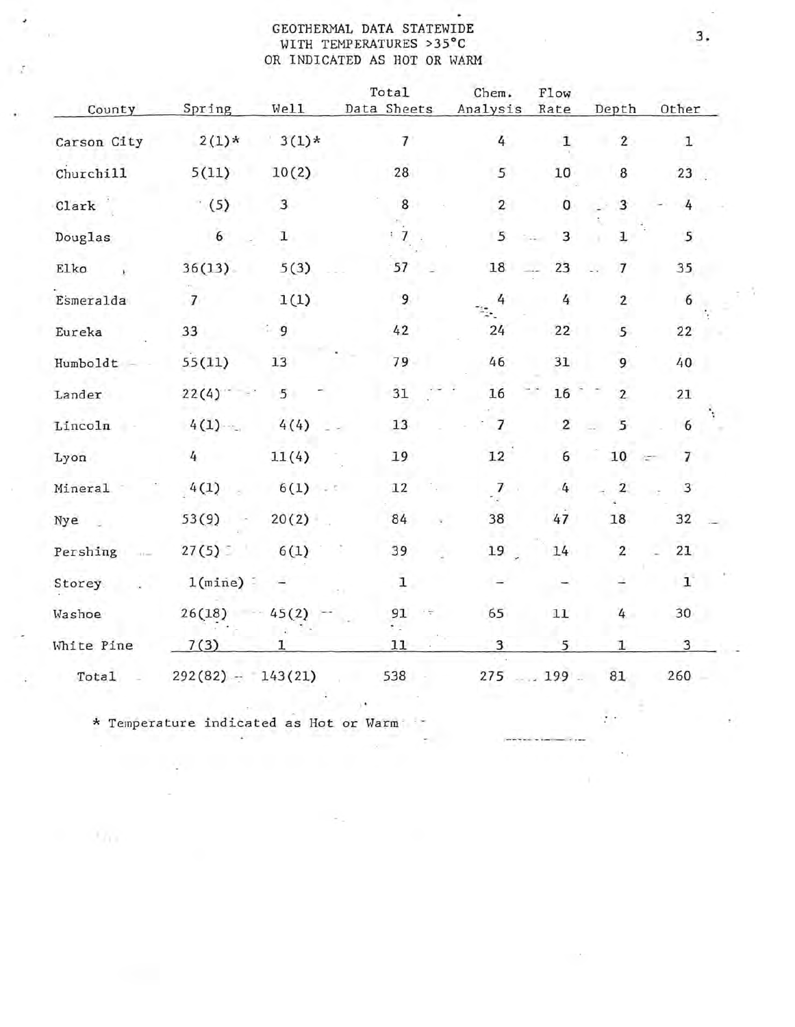# GEOTHERMAL DATA STATEWIDE WITH TEMPERATURES >35°C OR INDICATED AS HOT OR WARM

| County | Spring | Well | Total Data Sheets | Chem. Analysis | Flow Rate | Depth | Other |
|---|---|---|---|---|---|---|---|
| Carson City | 2(1)* | 3(1)* | 7 | 4 | 1 | 2 | 1 |
| Churchill | 5(11) | 10(2) | 28 | 5 | 10 | 8 | 23 |
| Clark | (5) | 3 | 8 | 2 | 0 | 3 | 4 |
| Douglas | 6 | 1 | 7 | 5 | 3 | 1 | 5 |
| Elko | 36(13) | 5(3) | 57 | 18 | 23 | 7 | 35 |
| Esmeralda | 7 | 1(1) | 9 | 4 | 4 | 2 | 6 |
| Eureka | 33 | 9 | 42 | 24 | 22 | 5 | 22 |
| Humboldt | 55(11) | 13 | 79 | 46 | 31 | 9 | 40 |
| Lander | 22(4) | 5 | 31 | 16 | 16 | 2 | 21 |
| Lincoln | 4(1) | 4(4) | 13 | 7 | 2 | 5 | 6 |
| Lyon | 4 | 11(4) | 19 | 12 | 6 | 10 | 7 |
| Mineral | 4(1) | 6(1) | 12 | 7 | 4 | 2 | 3 |
| Nye | 53(9) | 20(2) | 84 | 38 | 47 | 18 | 32 |
| Pershing | 27(5) | 6(1) | 39 | 19 | 14 | 2 | 21 |
| Storey | 1(mine) | – | 1 | – | – | – | 1 |
| Washoe | 26(18) | 45(2) | 91 | 65 | 11 | 4 | 30 |
| White Pine | 7(3) | 1 | 11 | 3 | 5 | 1 | 3 |
| Total | 292(82) | 143(21) | 538 | 275 | 199 | 81 | 260 |

* Temperature indicated as Hot or Warm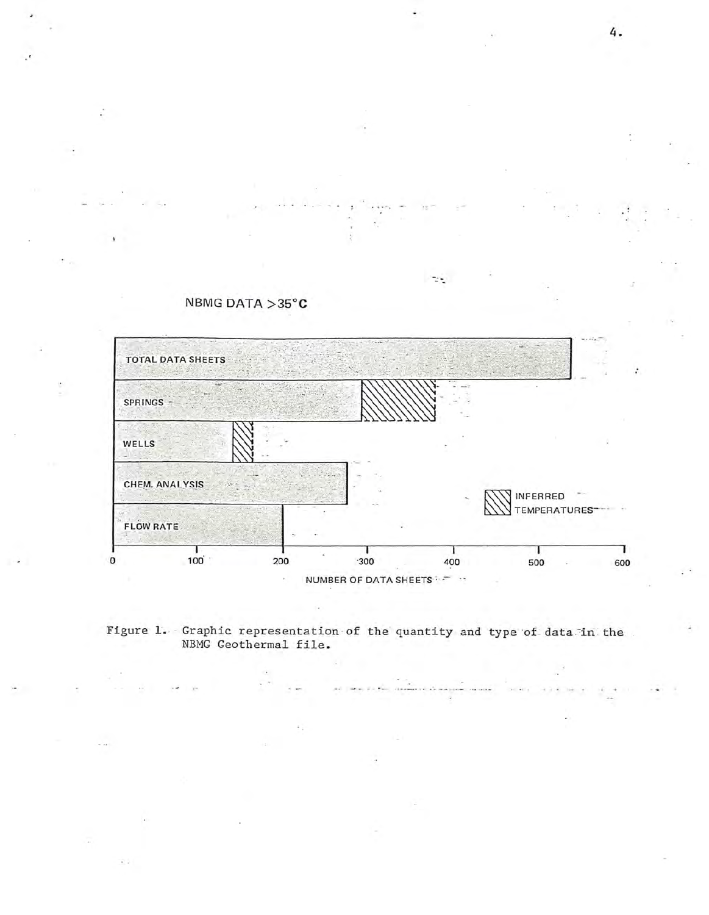NBMG DATA >35°C

| Category | Number of data sheets (approx.) |
| --- | --- |
| TOTAL DATA SHEETS | ~540 |
| SPRINGS | ~295 (+ inferred temperatures to ~380) |
| WELLS | ~140 (+ inferred temperatures to ~165) |
| CHEM. ANALYSIS | ~275 |
| FLOW RATE | ~200 |

Legend: hatched segments indicate INFERRED TEMPERATURES

NUMBER OF DATA SHEETS (axis 0–600)

Figure 1. Graphic representation of the quantity and type of data in the NBMG Geothermal file.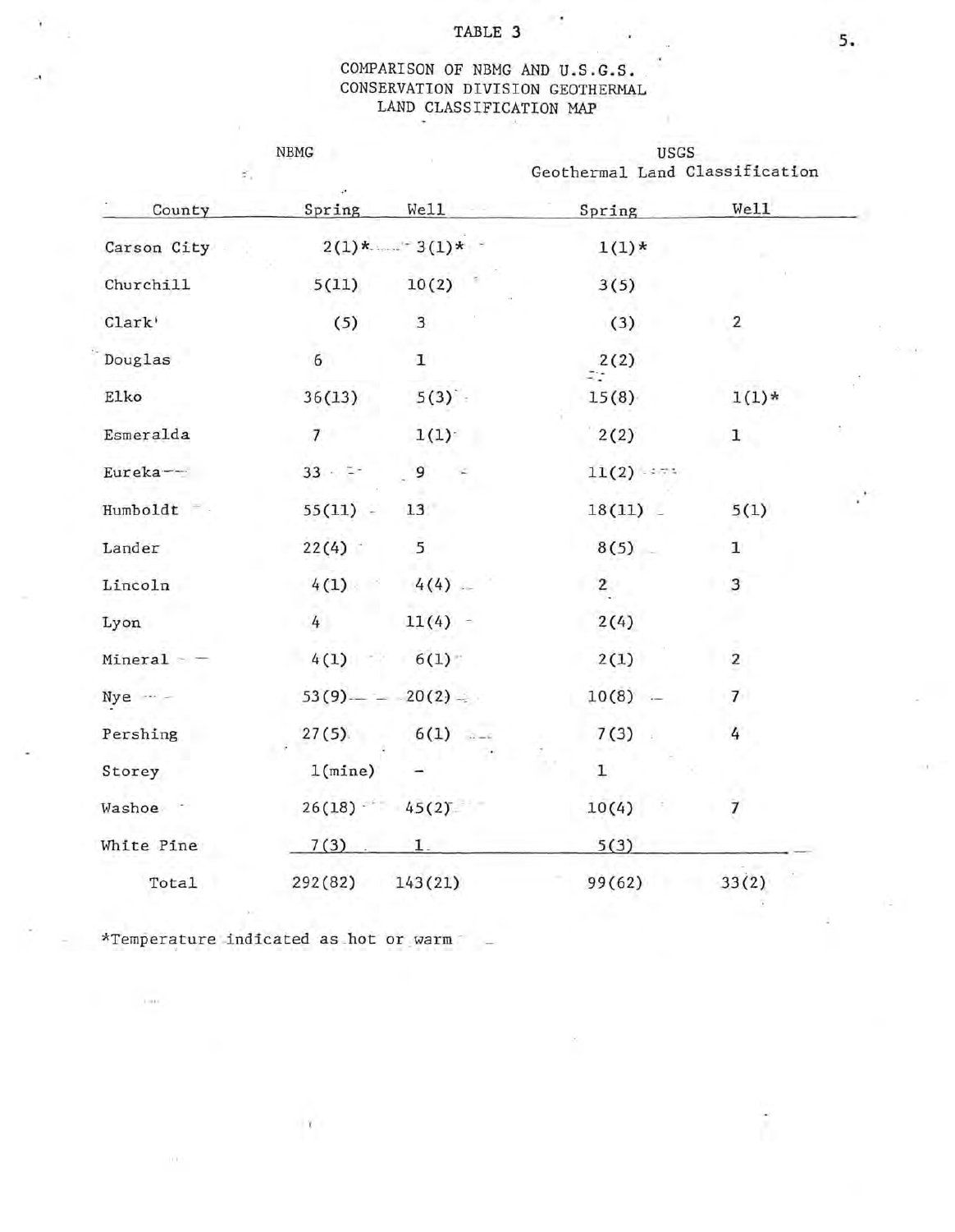# TABLE 3

## COMPARISON OF NBMG AND U.S.G.S. CONSERVATION DIVISION GEOTHERMAL LAND CLASSIFICATION MAP

| | NBMG | | USGS Geothermal Land Classification | |
|---|---|---|---|---|
| County | Spring | Well | Spring | Well |
| Carson City | 2(1)* | 3(1)* | 1(1)* | |
| Churchill | 5(11) | 10(2) | 3(5) | |
| Clark | (5) | 3 | (3) | 2 |
| Douglas | 6 | 1 | 2(2) | |
| Elko | 36(13) | 5(3) | 15(8) | 1(1)* |
| Esmeralda | 7 | 1(1) | 2(2) | 1 |
| Eureka | 33 | 9 | 11(2) | |
| Humboldt | 55(11) | 13 | 18(11) | 5(1) |
| Lander | 22(4) | 5 | 8(5) | 1 |
| Lincoln | 4(1) | 4(4) | 2 | 3 |
| Lyon | 4 | 11(4) | 2(4) | |
| Mineral | 4(1) | 6(1) | 2(1) | 2 |
| Nye | 53(9) | 20(2) | 10(8) | 7 |
| Pershing | 27(5) | 6(1) | 7(3) | 4 |
| Storey | 1(mine) | – | 1 | |
| Washoe | 26(18) | 45(2) | 10(4) | 7 |
| White Pine | 7(3) | 1 | 5(3) | |
| Total | 292(82) | 143(21) | 99(62) | 33(2) |

*Temperature indicated as hot or warm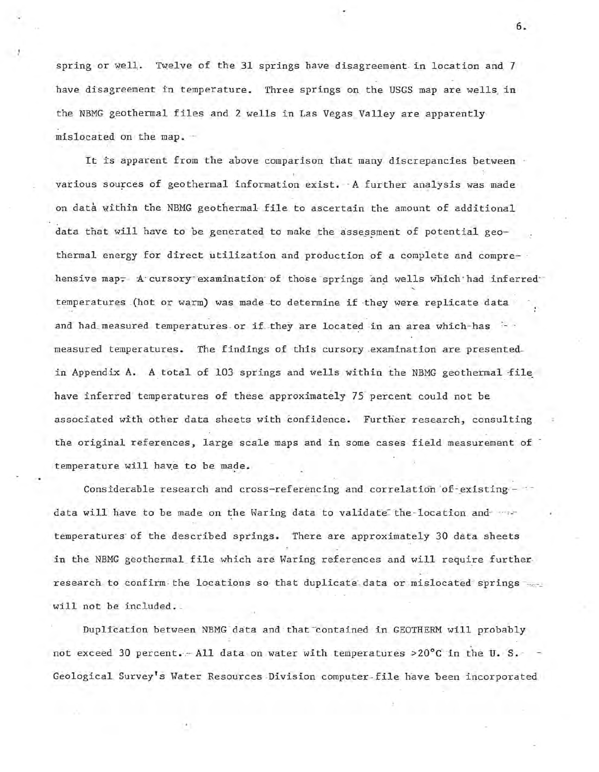spring or well. Twelve of the 31 springs have disagreement in location and 7 have disagreement in temperature. Three springs on the USGS map are wells in the NBMG geothermal files and 2 wells in Las Vegas Valley are apparently mislocated on the map.

It is apparent from the above comparison that many discrepancies between various sources of geothermal information exist. A further analysis was made on data within the NBMG geothermal file to ascertain the amount of additional data that will have to be generated to make the assessment of potential geothermal energy for direct utilization and production of a complete and comprehensive map. A cursory examination of those springs and wells which had inferred temperatures (hot or warm) was made to determine if they were replicate data and had measured temperatures or if they are located in an area which has measured temperatures. The findings of this cursory examination are presented in Appendix A. A total of 103 springs and wells within the NBMG geothermal file have inferred temperatures of these approximately 75 percent could not be associated with other data sheets with confidence. Further research, consulting the original references, large scale maps and in some cases field measurement of temperature will have to be made.

Considerable research and cross-referencing and correlation of existing data will have to be made on the Waring data to validate the location and temperatures of the described springs. There are approximately 30 data sheets in the NBMG geothermal file which are Waring references and will require further research to confirm the locations so that duplicate data or mislocated springs will not be included.

Duplication between NBMG data and that contained in GEOTHERM will probably not exceed 30 percent. All data on water with temperatures >20°C in the U. S. Geological Survey's Water Resources Division computer file have been incorporated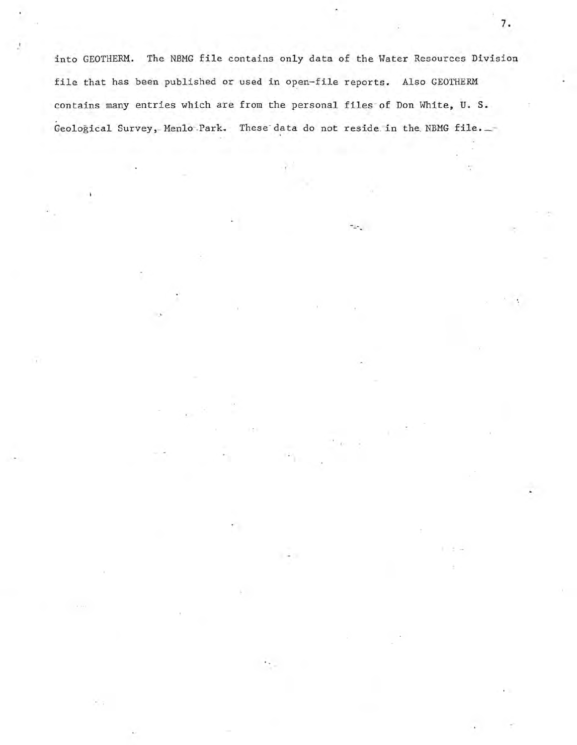into GEOTHERM. The NBMG file contains only data of the Water Resources Division file that has been published or used in open-file reports. Also GEOTHERM contains many entries which are from the personal files of Don White, U. S. Geological Survey, Menlo Park. These data do not reside in the NBMG file.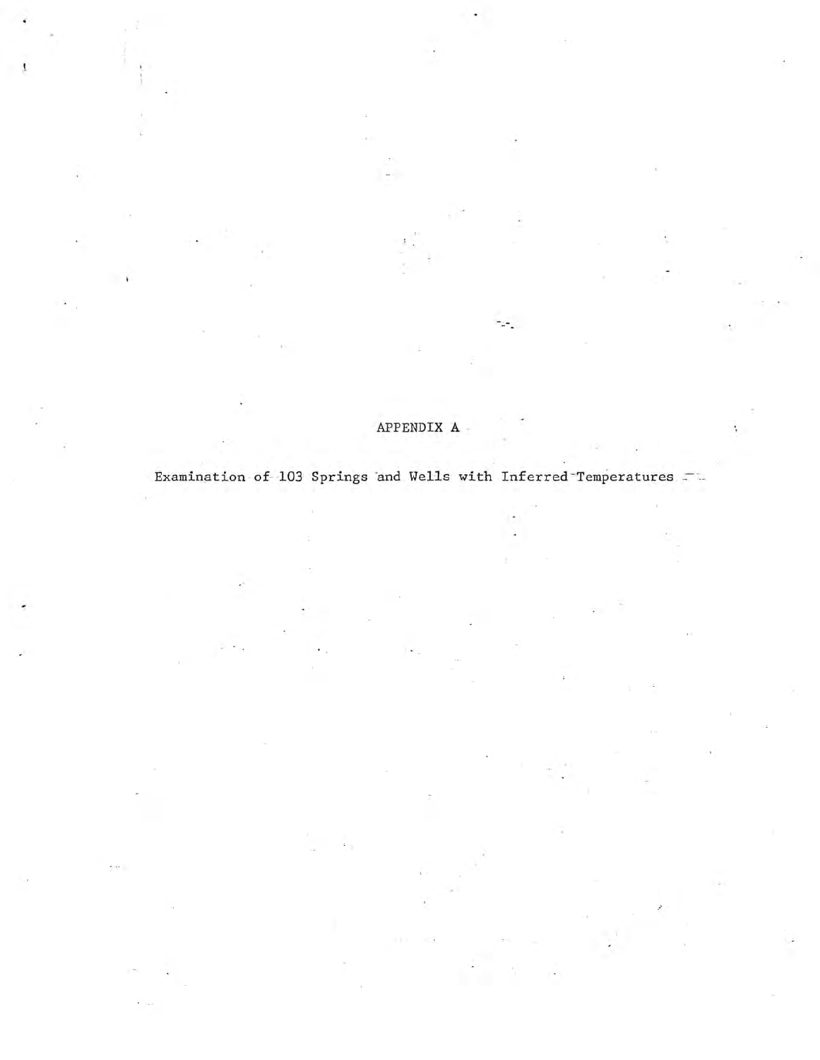# APPENDIX A

Examination of 103 Springs and Wells with Inferred Temperatures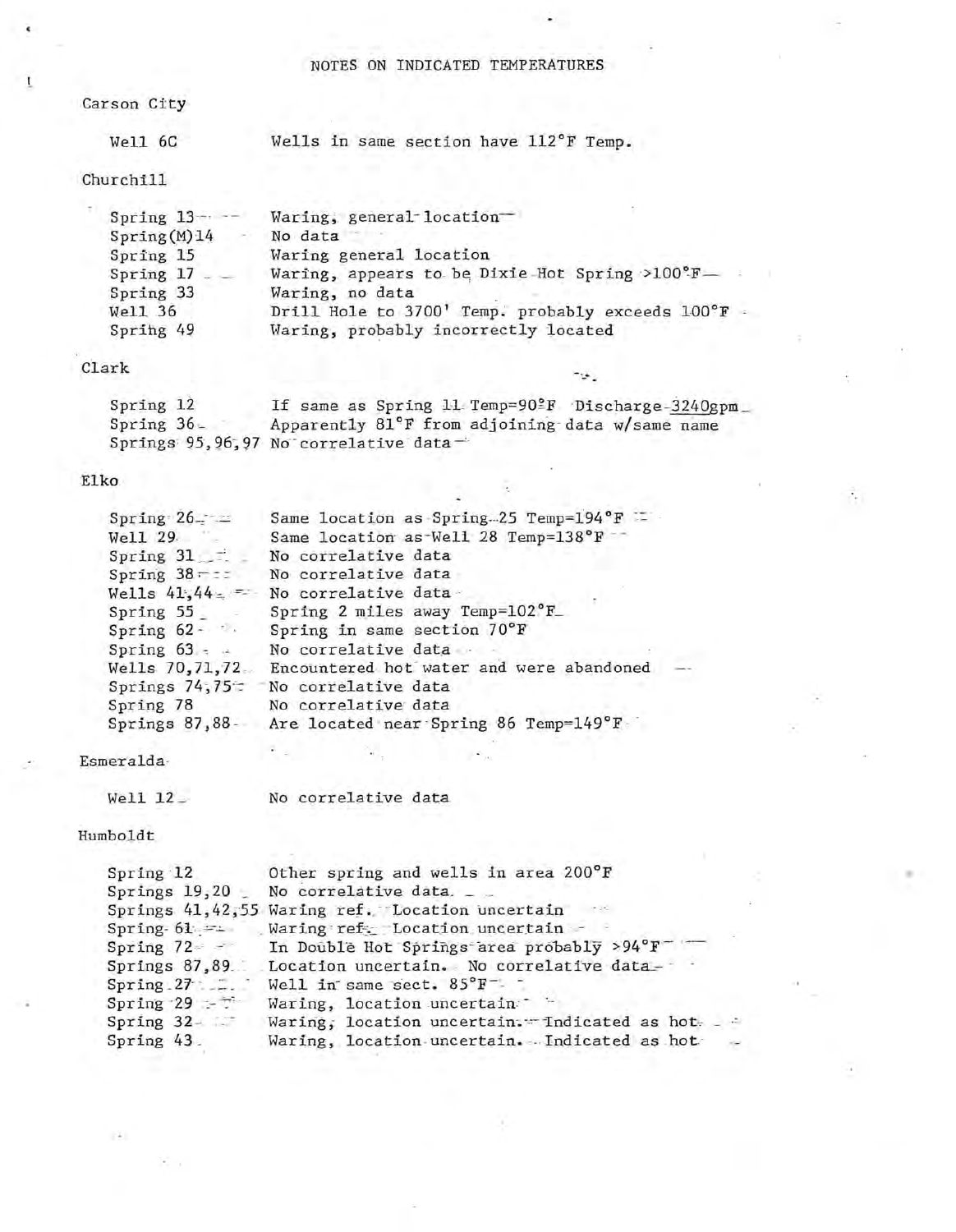# NOTES ON INDICATED TEMPERATURES

## Carson City

| | |
|---|---|
| Well 6C | Wells in same section have 112°F Temp. |

## Churchill

| | |
|---|---|
| Spring 13 | Waring, general location |
| Spring(M)14 | No data |
| Spring 15 | Waring general location |
| Spring 17 | Waring, appears to be Dixie Hot Spring >100°F |
| Spring 33 | Waring, no data |
| Well 36 | Drill Hole to 3700' Temp. probably exceeds 100°F |
| Spring 49 | Waring, probably incorrectly located |

## Clark

| | |
|---|---|
| Spring 12 | If same as Spring 11 Temp=90°F Discharge-3240gpm |
| Spring 36 | Apparently 81°F from adjoining data w/same name |
| Springs 95,96,97 | No correlative data |

## Elko

| | |
|---|---|
| Spring 26 | Same location as Spring 25 Temp=194°F |
| Well 29 | Same location as Well 28 Temp=138°F |
| Spring 31 | No correlative data |
| Spring 38 | No correlative data |
| Wells 41,44 | No correlative data |
| Spring 55 | Spring 2 miles away Temp=102°F |
| Spring 62 | Spring in same section 70°F |
| Spring 63 | No correlative data |
| Wells 70,71,72 | Encountered hot water and were abandoned |
| Springs 74,75 | No correlative data |
| Spring 78 | No correlative data |
| Springs 87,88 | Are located near Spring 86 Temp=149°F |

## Esmeralda

| | |
|---|---|
| Well 12 | No correlative data |

## Humboldt

| | |
|---|---|
| Spring 12 | Other spring and wells in area 200°F |
| Springs 19,20 | No correlative data |
| Springs 41,42,55 | Waring ref. Location uncertain |
| Spring 61 | Waring ref. Location uncertain |
| Spring 72 | In Double Hot Springs area probably >94°F |
| Springs 87,89 | Location uncertain. No correlative data |
| Spring 27 | Well in same sect. 85°F |
| Spring 29 | Waring, location uncertain |
| Spring 32 | Waring, location uncertain. Indicated as hot |
| Spring 43 | Waring, location uncertain. Indicated as hot |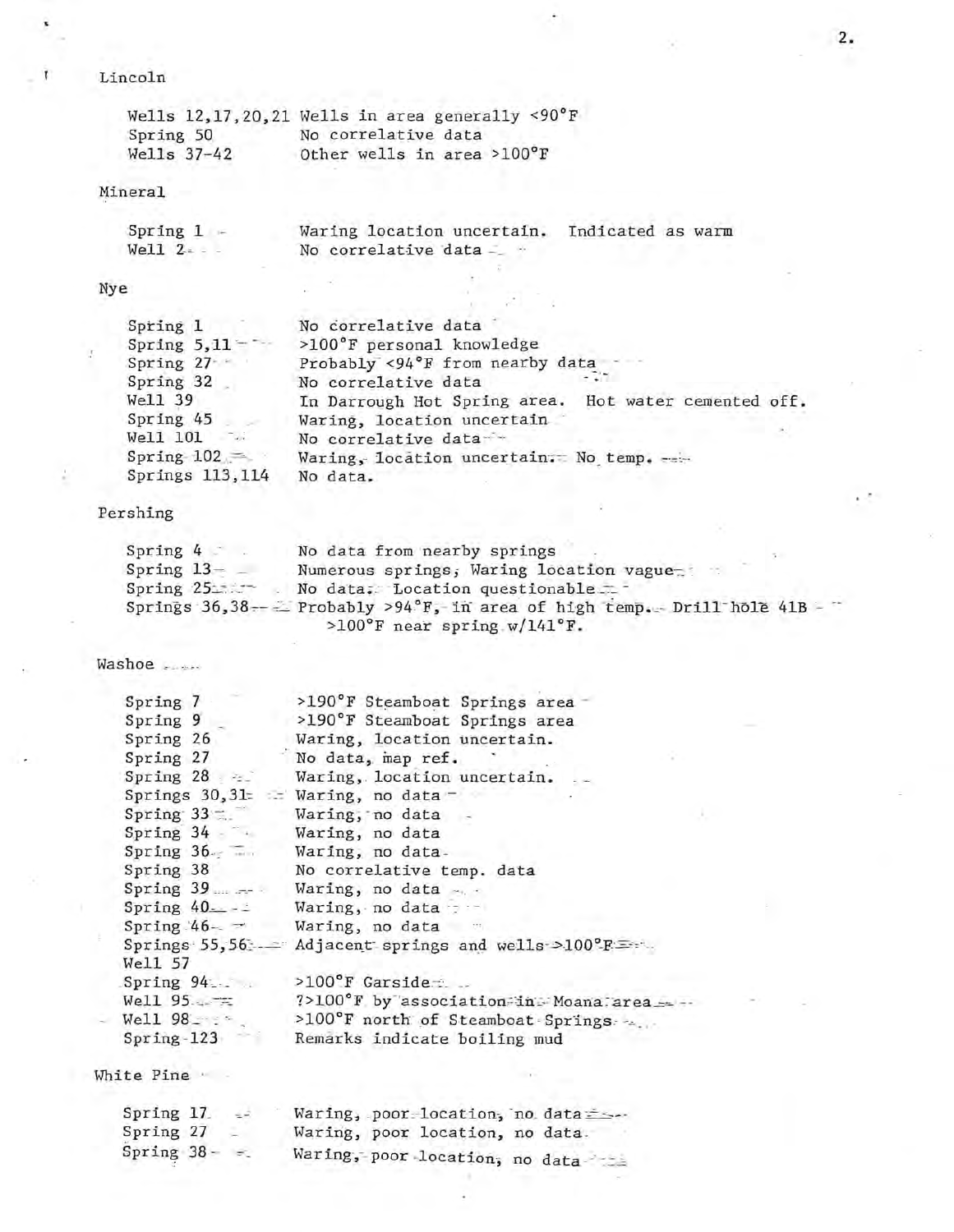### Lincoln

| | |
|---|---|
| Wells 12,17,20,21 | Wells in area generally <90°F |
| Spring 50 | No correlative data |
| Wells 37-42 | Other wells in area >100°F |

### Mineral

| | |
|---|---|
| Spring 1 | Waring location uncertain. Indicated as warm |
| Well 2 | No correlative data |

### Nye

| | |
|---|---|
| Spring 1 | No correlative data |
| Spring 5,11 | >100°F personal knowledge |
| Spring 27 | Probably <94°F from nearby data |
| Spring 32 | No correlative data |
| Well 39 | In Darrough Hot Spring area. Hot water cemented off. |
| Spring 45 | Waring, location uncertain |
| Well 101 | No correlative data |
| Spring 102 | Waring, location uncertain. No temp. |
| Springs 113,114 | No data. |

### Pershing

| | |
|---|---|
| Spring 4 | No data from nearby springs |
| Spring 13 | Numerous springs, Waring location vague |
| Spring 25 | No data. Location questionable |
| Springs 36,38 | Probably >94°F, in area of high temp. Drill hole 41B >100°F near spring w/141°F. |

### Washoe

| | |
|---|---|
| Spring 7 | >190°F Steamboat Springs area |
| Spring 9 | >190°F Steamboat Springs area |
| Spring 26 | Waring, location uncertain. |
| Spring 27 | No data, map ref. |
| Spring 28 | Waring, location uncertain. |
| Springs 30,31 | Waring, no data |
| Spring 33 | Waring, no data |
| Spring 34 | Waring, no data |
| Spring 36 | Waring, no data |
| Spring 38 | No correlative temp. data |
| Spring 39 | Waring, no data |
| Spring 40 | Waring, no data |
| Spring 46 | Waring, no data |
| Springs 55,56 Well 57 | Adjacent springs and wells >100°F |
| Spring 94 | >100°F Garside |
| Well 95 | ?>100°F by association in Moana area |
| Well 98 | >100°F north of Steamboat Springs |
| Spring 123 | Remarks indicate boiling mud |

### White Pine

| | |
|---|---|
| Spring 17 | Waring, poor location, no data |
| Spring 27 | Waring, poor location, no data. |
| Spring 38 | Waring, poor location, no data |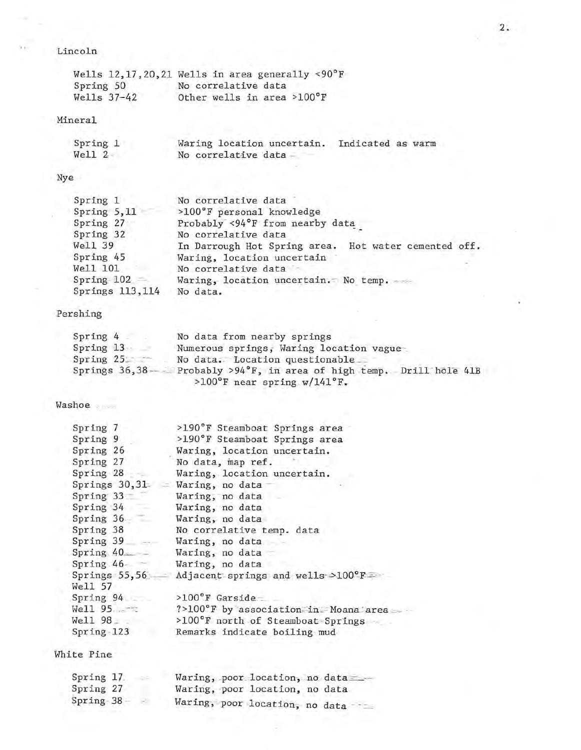Lincoln

| | |
|---|---|
| Wells 12,17,20,21 | Wells in area generally <90°F |
| Spring 50 | No correlative data |
| Wells 37-42 | Other wells in area >100°F |

Mineral

| | |
|---|---|
| Spring 1 | Waring location uncertain. Indicated as warm |
| Well 2 | No correlative data |

Nye

| | |
|---|---|
| Spring 1 | No correlative data |
| Spring 5,11 | >100°F personal knowledge |
| Spring 27 | Probably <94°F from nearby data |
| Spring 32 | No correlative data |
| Well 39 | In Darrough Hot Spring area. Hot water cemented off. |
| Spring 45 | Waring, location uncertain |
| Well 101 | No correlative data |
| Spring 102 | Waring, location uncertain. No temp. |
| Springs 113,114 | No data. |

Pershing

| | |
|---|---|
| Spring 4 | No data from nearby springs |
| Spring 13 | Numerous springs, Waring location vague |
| Spring 25 | No data. Location questionable |
| Springs 36,38 | Probably >94°F, in area of high temp. Drill hole 41B >100°F near spring w/141°F. |

Washoe

| | |
|---|---|
| Spring 7 | >190°F Steamboat Springs area |
| Spring 9 | >190°F Steamboat Springs area |
| Spring 26 | Waring, location uncertain. |
| Spring 27 | No data, map ref. |
| Spring 28 | Waring, location uncertain. |
| Springs 30,31 | Waring, no data |
| Spring 33 | Waring, no data |
| Spring 34 | Waring, no data |
| Spring 36 | Waring, no data |
| Spring 38 | No correlative temp. data |
| Spring 39 | Waring, no data |
| Spring 40 | Waring, no data |
| Spring 46 | Waring, no data |
| Springs 55,56 Well 57 | Adjacent springs and wells >100°F |
| Spring 94 | >100°F Garside |
| Well 95 | ?>100°F by association in Moana area |
| Well 98 | >100°F north of Steamboat Springs |
| Spring 123 | Remarks indicate boiling mud |

White Pine

| | |
|---|---|
| Spring 17 | Waring, poor location, no data |
| Spring 27 | Waring, poor location, no data |
| Spring 38 | Waring, poor location, no data |